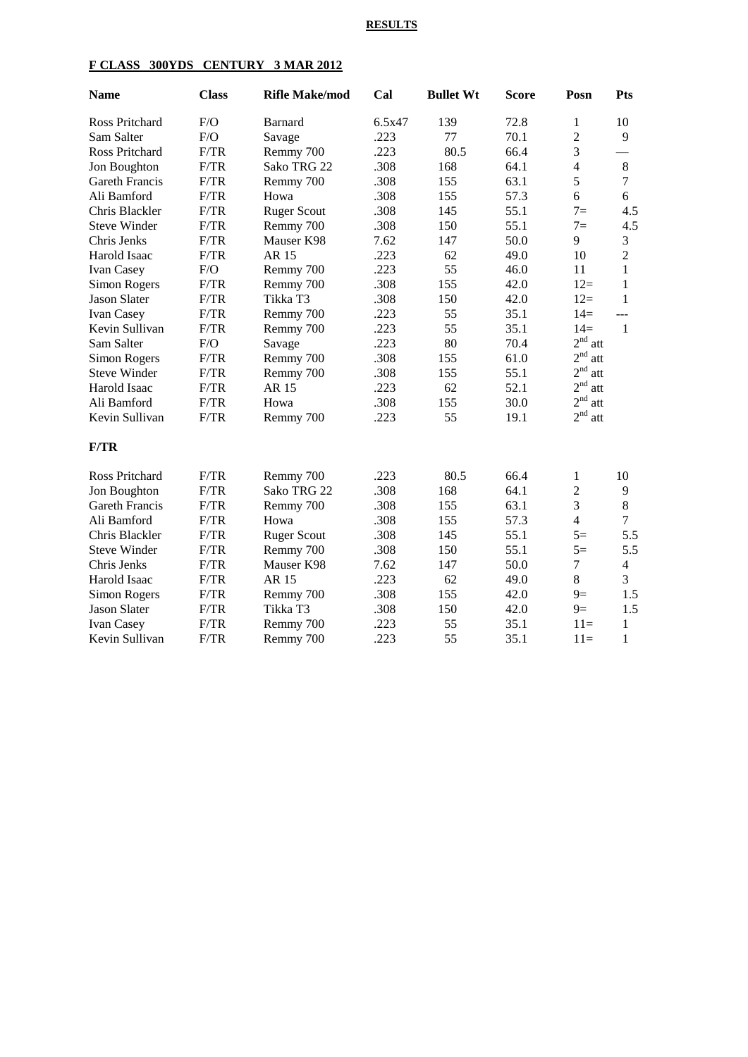**RESULTS**

**F CLASS 300YDS CENTURY 3 MAR 2012**

| Name | Class | Rifle Make/mod | Cal | Bullet Wt | Score | Posn | Pts |
|---|---|---|---|---|---|---|---|
| Ross Pritchard | F/O | Barnard | 6.5x47 | 139 | 72.8 | 1 | 10 |
| Sam Salter | F/O | Savage | .223 | 77 | 70.1 | 2 | 9 |
| Ross Pritchard | F/TR | Remmy 700 | .223 | 80.5 | 66.4 | 3 | — |
| Jon Boughton | F/TR | Sako TRG 22 | .308 | 168 | 64.1 | 4 | 8 |
| Gareth Francis | F/TR | Remmy 700 | .308 | 155 | 63.1 | 5 | 7 |
| Ali Bamford | F/TR | Howa | .308 | 155 | 57.3 | 6 | 6 |
| Chris Blackler | F/TR | Ruger Scout | .308 | 145 | 55.1 | 7= | 4.5 |
| Steve Winder | F/TR | Remmy 700 | .308 | 150 | 55.1 | 7= | 4.5 |
| Chris Jenks | F/TR | Mauser K98 | 7.62 | 147 | 50.0 | 9 | 3 |
| Harold Isaac | F/TR | AR 15 | .223 | 62 | 49.0 | 10 | 2 |
| Ivan Casey | F/O | Remmy 700 | .223 | 55 | 46.0 | 11 | 1 |
| Simon Rogers | F/TR | Remmy 700 | .308 | 155 | 42.0 | 12= | 1 |
| Jason Slater | F/TR | Tikka T3 | .308 | 150 | 42.0 | 12= | 1 |
| Ivan Casey | F/TR | Remmy 700 | .223 | 55 | 35.1 | 14= | --- |
| Kevin Sullivan | F/TR | Remmy 700 | .223 | 55 | 35.1 | 14= | 1 |
| Sam Salter | F/O | Savage | .223 | 80 | 70.4 | 2nd att | |
| Simon Rogers | F/TR | Remmy 700 | .308 | 155 | 61.0 | 2nd att | |
| Steve Winder | F/TR | Remmy 700 | .308 | 155 | 55.1 | 2nd att | |
| Harold Isaac | F/TR | AR 15 | .223 | 62 | 52.1 | 2nd att | |
| Ali Bamford | F/TR | Howa | .308 | 155 | 30.0 | 2nd att | |
| Kevin Sullivan | F/TR | Remmy 700 | .223 | 55 | 19.1 | 2nd att | |

**F/TR**

| Name | Class | Rifle Make/mod | Cal | Bullet Wt | Score | Posn | Pts |
|---|---|---|---|---|---|---|---|
| Ross Pritchard | F/TR | Remmy 700 | .223 | 80.5 | 66.4 | 1 | 10 |
| Jon Boughton | F/TR | Sako TRG 22 | .308 | 168 | 64.1 | 2 | 9 |
| Gareth Francis | F/TR | Remmy 700 | .308 | 155 | 63.1 | 3 | 8 |
| Ali Bamford | F/TR | Howa | .308 | 155 | 57.3 | 4 | 7 |
| Chris Blackler | F/TR | Ruger Scout | .308 | 145 | 55.1 | 5= | 5.5 |
| Steve Winder | F/TR | Remmy 700 | .308 | 150 | 55.1 | 5= | 5.5 |
| Chris Jenks | F/TR | Mauser K98 | 7.62 | 147 | 50.0 | 7 | 4 |
| Harold Isaac | F/TR | AR 15 | .223 | 62 | 49.0 | 8 | 3 |
| Simon Rogers | F/TR | Remmy 700 | .308 | 155 | 42.0 | 9= | 1.5 |
| Jason Slater | F/TR | Tikka T3 | .308 | 150 | 42.0 | 9= | 1.5 |
| Ivan Casey | F/TR | Remmy 700 | .223 | 55 | 35.1 | 11= | 1 |
| Kevin Sullivan | F/TR | Remmy 700 | .223 | 55 | 35.1 | 11= | 1 |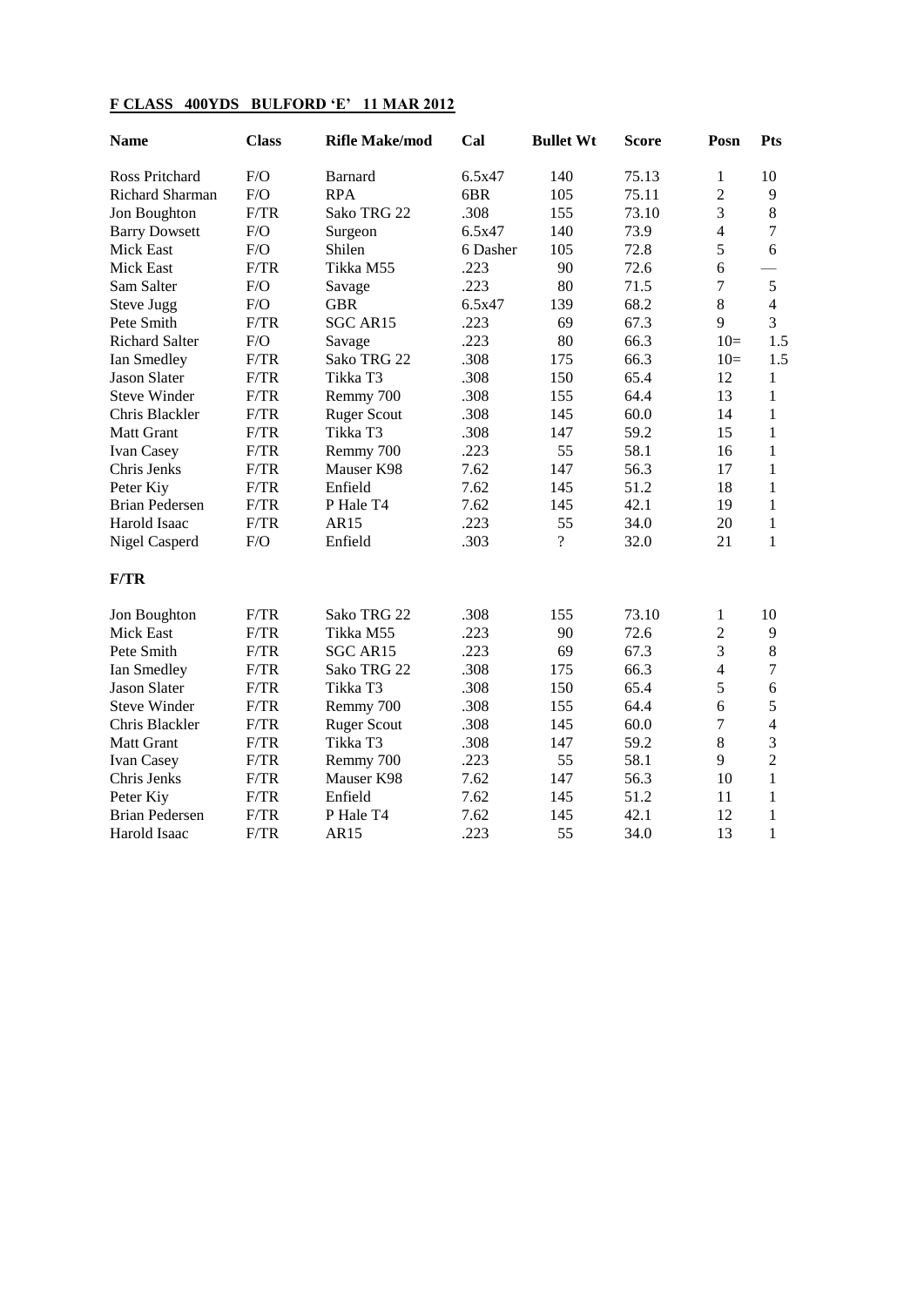**F CLASS 400YDS BULFORD 'E' 11 MAR 2012**

| Name | Class | Rifle Make/mod | Cal | Bullet Wt | Score | Posn | Pts |
|---|---|---|---|---|---|---|---|
| Ross Pritchard | F/O | Barnard | 6.5x47 | 140 | 75.13 | 1 | 10 |
| Richard Sharman | F/O | RPA | 6BR | 105 | 75.11 | 2 | 9 |
| Jon Boughton | F/TR | Sako TRG 22 | .308 | 155 | 73.10 | 3 | 8 |
| Barry Dowsett | F/O | Surgeon | 6.5x47 | 140 | 73.9 | 4 | 7 |
| Mick East | F/O | Shilen | 6 Dasher | 105 | 72.8 | 5 | 6 |
| Mick East | F/TR | Tikka M55 | .223 | 90 | 72.6 | 6 | — |
| Sam Salter | F/O | Savage | .223 | 80 | 71.5 | 7 | 5 |
| Steve Jugg | F/O | GBR | 6.5x47 | 139 | 68.2 | 8 | 4 |
| Pete Smith | F/TR | SGC AR15 | .223 | 69 | 67.3 | 9 | 3 |
| Richard Salter | F/O | Savage | .223 | 80 | 66.3 | 10= | 1.5 |
| Ian Smedley | F/TR | Sako TRG 22 | .308 | 175 | 66.3 | 10= | 1.5 |
| Jason Slater | F/TR | Tikka T3 | .308 | 150 | 65.4 | 12 | 1 |
| Steve Winder | F/TR | Remmy 700 | .308 | 155 | 64.4 | 13 | 1 |
| Chris Blackler | F/TR | Ruger Scout | .308 | 145 | 60.0 | 14 | 1 |
| Matt Grant | F/TR | Tikka T3 | .308 | 147 | 59.2 | 15 | 1 |
| Ivan Casey | F/TR | Remmy 700 | .223 | 55 | 58.1 | 16 | 1 |
| Chris Jenks | F/TR | Mauser K98 | 7.62 | 147 | 56.3 | 17 | 1 |
| Peter Kiy | F/TR | Enfield | 7.62 | 145 | 51.2 | 18 | 1 |
| Brian Pedersen | F/TR | P Hale T4 | 7.62 | 145 | 42.1 | 19 | 1 |
| Harold Isaac | F/TR | AR15 | .223 | 55 | 34.0 | 20 | 1 |
| Nigel Casperd | F/O | Enfield | .303 | ? | 32.0 | 21 | 1 |

**F/TR**

| Name | Class | Rifle Make/mod | Cal | Bullet Wt | Score | Posn | Pts |
|---|---|---|---|---|---|---|---|
| Jon Boughton | F/TR | Sako TRG 22 | .308 | 155 | 73.10 | 1 | 10 |
| Mick East | F/TR | Tikka M55 | .223 | 90 | 72.6 | 2 | 9 |
| Pete Smith | F/TR | SGC AR15 | .223 | 69 | 67.3 | 3 | 8 |
| Ian Smedley | F/TR | Sako TRG 22 | .308 | 175 | 66.3 | 4 | 7 |
| Jason Slater | F/TR | Tikka T3 | .308 | 150 | 65.4 | 5 | 6 |
| Steve Winder | F/TR | Remmy 700 | .308 | 155 | 64.4 | 6 | 5 |
| Chris Blackler | F/TR | Ruger Scout | .308 | 145 | 60.0 | 7 | 4 |
| Matt Grant | F/TR | Tikka T3 | .308 | 147 | 59.2 | 8 | 3 |
| Ivan Casey | F/TR | Remmy 700 | .223 | 55 | 58.1 | 9 | 2 |
| Chris Jenks | F/TR | Mauser K98 | 7.62 | 147 | 56.3 | 10 | 1 |
| Peter Kiy | F/TR | Enfield | 7.62 | 145 | 51.2 | 11 | 1 |
| Brian Pedersen | F/TR | P Hale T4 | 7.62 | 145 | 42.1 | 12 | 1 |
| Harold Isaac | F/TR | AR15 | .223 | 55 | 34.0 | 13 | 1 |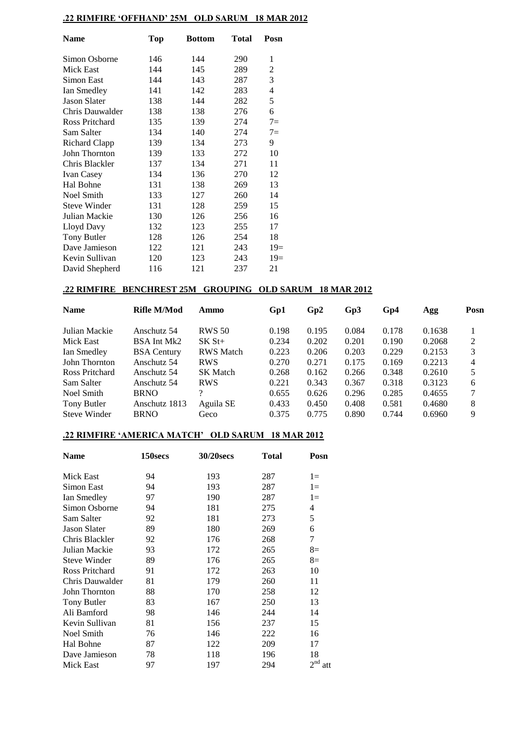### .22 RIMFIRE 'OFFHAND' 25M   OLD SARUM   18 MAR 2012

| Name | Top | Bottom | Total | Posn |
|---|---|---|---|---|
| Simon Osborne | 146 | 144 | 290 | 1 |
| Mick East | 144 | 145 | 289 | 2 |
| Simon East | 144 | 143 | 287 | 3 |
| Ian Smedley | 141 | 142 | 283 | 4 |
| Jason Slater | 138 | 144 | 282 | 5 |
| Chris Dauwalder | 138 | 138 | 276 | 6 |
| Ross Pritchard | 135 | 139 | 274 | 7= |
| Sam Salter | 134 | 140 | 274 | 7= |
| Richard Clapp | 139 | 134 | 273 | 9 |
| John Thornton | 139 | 133 | 272 | 10 |
| Chris Blackler | 137 | 134 | 271 | 11 |
| Ivan Casey | 134 | 136 | 270 | 12 |
| Hal Bohne | 131 | 138 | 269 | 13 |
| Noel Smith | 133 | 127 | 260 | 14 |
| Steve Winder | 131 | 128 | 259 | 15 |
| Julian Mackie | 130 | 126 | 256 | 16 |
| Lloyd Davy | 132 | 123 | 255 | 17 |
| Tony Butler | 128 | 126 | 254 | 18 |
| Dave Jamieson | 122 | 121 | 243 | 19= |
| Kevin Sullivan | 120 | 123 | 243 | 19= |
| David Shepherd | 116 | 121 | 237 | 21 |

### .22 RIMFIRE   BENCHREST 25M   GROUPING   OLD SARUM   18 MAR 2012

| Name | Rifle M/Mod | Ammo | Gp1 | Gp2 | Gp3 | Gp4 | Agg | Posn |
|---|---|---|---|---|---|---|---|---|
| Julian Mackie | Anschutz 54 | RWS 50 | 0.198 | 0.195 | 0.084 | 0.178 | 0.1638 | 1 |
| Mick East | BSA Int Mk2 | SK St+ | 0.234 | 0.202 | 0.201 | 0.190 | 0.2068 | 2 |
| Ian Smedley | BSA Century | RWS Match | 0.223 | 0.206 | 0.203 | 0.229 | 0.2153 | 3 |
| John Thornton | Anschutz 54 | RWS | 0.270 | 0.271 | 0.175 | 0.169 | 0.2213 | 4 |
| Ross Pritchard | Anschutz 54 | SK Match | 0.268 | 0.162 | 0.266 | 0.348 | 0.2610 | 5 |
| Sam Salter | Anschutz 54 | RWS | 0.221 | 0.343 | 0.367 | 0.318 | 0.3123 | 6 |
| Noel Smith | BRNO | ? | 0.655 | 0.626 | 0.296 | 0.285 | 0.4655 | 7 |
| Tony Butler | Anschutz 1813 | Aguila SE | 0.433 | 0.450 | 0.408 | 0.581 | 0.4680 | 8 |
| Steve Winder | BRNO | Geco | 0.375 | 0.775 | 0.890 | 0.744 | 0.6960 | 9 |

### .22 RIMFIRE 'AMERICA MATCH'   OLD SARUM   18 MAR 2012

| Name | 150secs | 30/20secs | Total | Posn |
|---|---|---|---|---|
| Mick East | 94 | 193 | 287 | 1= |
| Simon East | 94 | 193 | 287 | 1= |
| Ian Smedley | 97 | 190 | 287 | 1= |
| Simon Osborne | 94 | 181 | 275 | 4 |
| Sam Salter | 92 | 181 | 273 | 5 |
| Jason Slater | 89 | 180 | 269 | 6 |
| Chris Blackler | 92 | 176 | 268 | 7 |
| Julian Mackie | 93 | 172 | 265 | 8= |
| Steve Winder | 89 | 176 | 265 | 8= |
| Ross Pritchard | 91 | 172 | 263 | 10 |
| Chris Dauwalder | 81 | 179 | 260 | 11 |
| John Thornton | 88 | 170 | 258 | 12 |
| Tony Butler | 83 | 167 | 250 | 13 |
| Ali Bamford | 98 | 146 | 244 | 14 |
| Kevin Sullivan | 81 | 156 | 237 | 15 |
| Noel Smith | 76 | 146 | 222 | 16 |
| Hal Bohne | 87 | 122 | 209 | 17 |
| Dave Jamieson | 78 | 118 | 196 | 18 |
| Mick East | 97 | 197 | 294 | 2nd att |